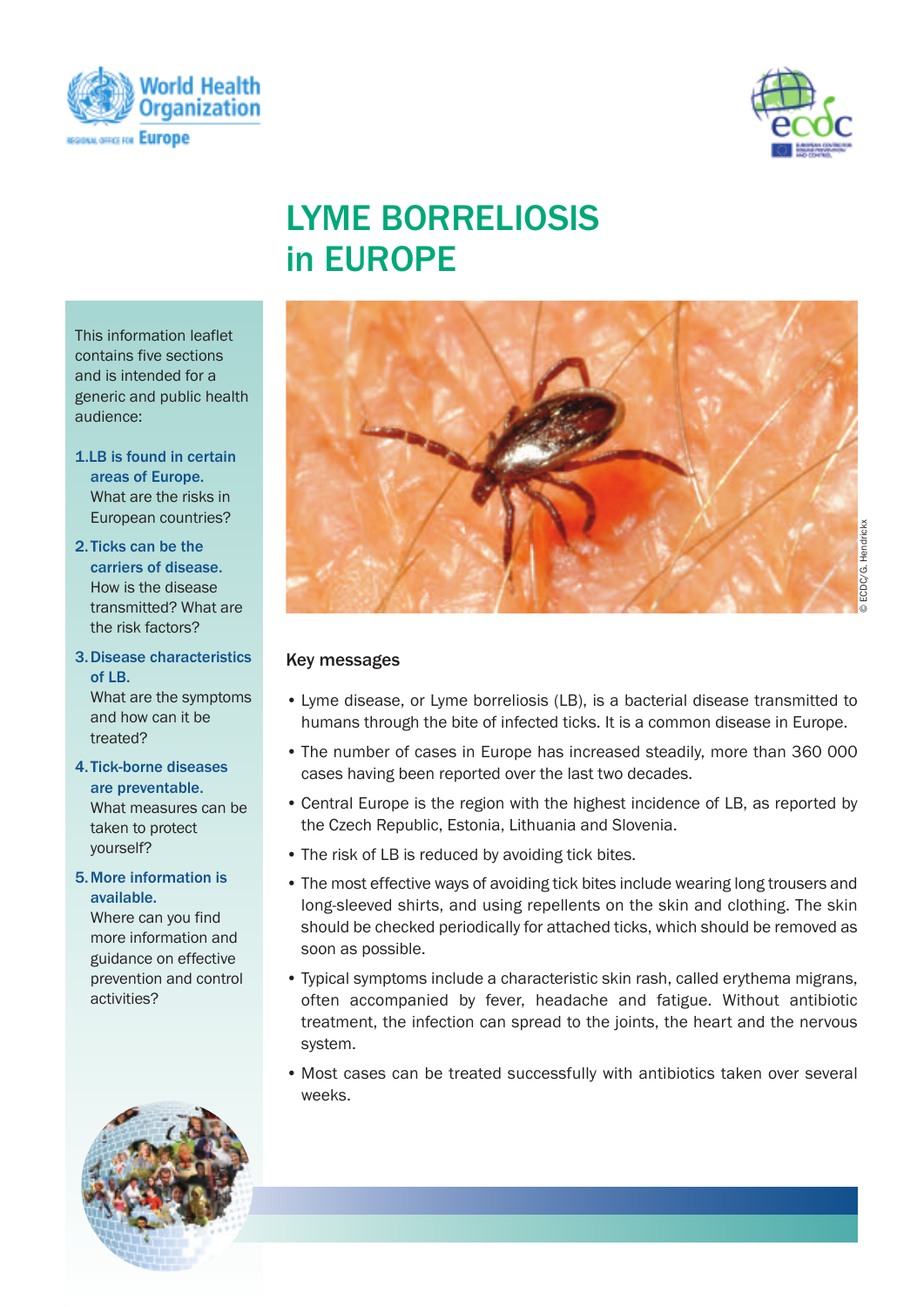# LYME BORRELIOSIS in EUROPE

This information leaflet contains five sections and is intended for a generic and public health audience:

1. **LB is found in certain areas of Europe.** What are the risks in European countries?
2. **Ticks can be the carriers of disease.** How is the disease transmitted? What are the risk factors?
3. **Disease characteristics of LB.** What are the symptoms and how can it be treated?
4. **Tick-borne diseases are preventable.** What measures can be taken to protect yourself?
5. **More information is available.** Where can you find more information and guidance on effective prevention and control activities?

© ECDC/G. Hendrickx

## Key messages

- Lyme disease, or Lyme borreliosis (LB), is a bacterial disease transmitted to humans through the bite of infected ticks. It is a common disease in Europe.
- The number of cases in Europe has increased steadily, more than 360 000 cases having been reported over the last two decades.
- Central Europe is the region with the highest incidence of LB, as reported by the Czech Republic, Estonia, Lithuania and Slovenia.
- The risk of LB is reduced by avoiding tick bites.
- The most effective ways of avoiding tick bites include wearing long trousers and long-sleeved shirts, and using repellents on the skin and clothing. The skin should be checked periodically for attached ticks, which should be removed as soon as possible.
- Typical symptoms include a characteristic skin rash, called erythema migrans, often accompanied by fever, headache and fatigue. Without antibiotic treatment, the infection can spread to the joints, the heart and the nervous system.
- Most cases can be treated successfully with antibiotics taken over several weeks.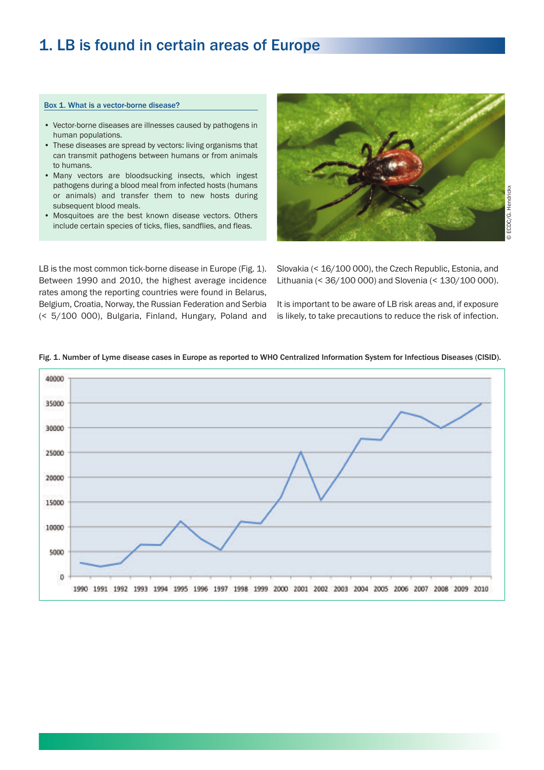# 1. LB is found in certain areas of Europe

**Box 1. What is a vector-borne disease?**

- Vector-borne diseases are illnesses caused by pathogens in human populations.
- These diseases are spread by vectors: living organisms that can transmit pathogens between humans or from animals to humans.
- Many vectors are bloodsucking insects, which ingest pathogens during a blood meal from infected hosts (humans or animals) and transfer them to new hosts during subsequent blood meals.
- Mosquitoes are the best known disease vectors. Others include certain species of ticks, flies, sandflies, and fleas.

© ECDC/G. Hendrickx

LB is the most common tick-borne disease in Europe (Fig. 1). Between 1990 and 2010, the highest average incidence rates among the reporting countries were found in Belarus, Belgium, Croatia, Norway, the Russian Federation and Serbia (< 5/100 000), Bulgaria, Finland, Hungary, Poland and Slovakia (< 16/100 000), the Czech Republic, Estonia, and Lithuania (< 36/100 000) and Slovenia (< 130/100 000).

It is important to be aware of LB risk areas and, if exposure is likely, to take precautions to reduce the risk of infection.

**Fig. 1. Number of Lyme disease cases in Europe as reported to WHO Centralized Information System for Infectious Diseases (CISID).**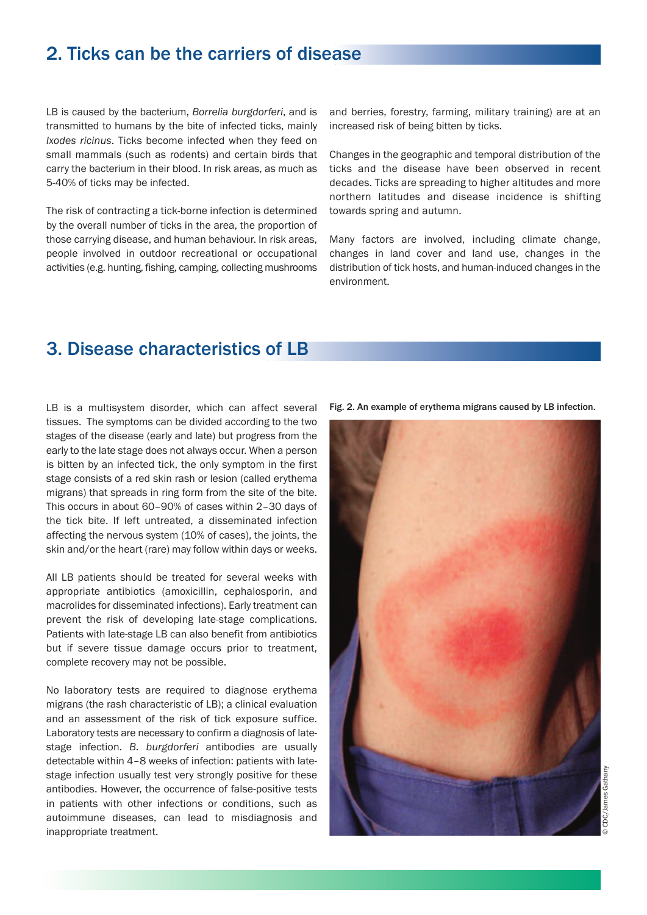## 2. Ticks can be the carriers of disease

LB is caused by the bacterium, *Borrelia burgdorferi*, and is transmitted to humans by the bite of infected ticks, mainly *Ixodes ricinus*. Ticks become infected when they feed on small mammals (such as rodents) and certain birds that carry the bacterium in their blood. In risk areas, as much as 5-40% of ticks may be infected.

The risk of contracting a tick-borne infection is determined by the overall number of ticks in the area, the proportion of those carrying disease, and human behaviour. In risk areas, people involved in outdoor recreational or occupational activities (e.g. hunting, fishing, camping, collecting mushrooms and berries, forestry, farming, military training) are at an increased risk of being bitten by ticks.

Changes in the geographic and temporal distribution of the ticks and the disease have been observed in recent decades. Ticks are spreading to higher altitudes and more northern latitudes and disease incidence is shifting towards spring and autumn.

Many factors are involved, including climate change, changes in land cover and land use, changes in the distribution of tick hosts, and human-induced changes in the environment.

## 3. Disease characteristics of LB

LB is a multisystem disorder, which can affect several tissues. The symptoms can be divided according to the two stages of the disease (early and late) but progress from the early to the late stage does not always occur. When a person is bitten by an infected tick, the only symptom in the first stage consists of a red skin rash or lesion (called erythema migrans) that spreads in ring form from the site of the bite. This occurs in about 60–90% of cases within 2–30 days of the tick bite. If left untreated, a disseminated infection affecting the nervous system (10% of cases), the joints, the skin and/or the heart (rare) may follow within days or weeks.

All LB patients should be treated for several weeks with appropriate antibiotics (amoxicillin, cephalosporin, and macrolides for disseminated infections). Early treatment can prevent the risk of developing late-stage complications. Patients with late-stage LB can also benefit from antibiotics but if severe tissue damage occurs prior to treatment, complete recovery may not be possible.

No laboratory tests are required to diagnose erythema migrans (the rash characteristic of LB); a clinical evaluation and an assessment of the risk of tick exposure suffice. Laboratory tests are necessary to confirm a diagnosis of late-stage infection. *B. burgdorferi* antibodies are usually detectable within 4–8 weeks of infection: patients with late-stage infection usually test very strongly positive for these antibodies. However, the occurrence of false-positive tests in patients with other infections or conditions, such as autoimmune diseases, can lead to misdiagnosis and inappropriate treatment.

**Fig. 2. An example of erythema migrans caused by LB infection.**

© CDC/James Gathany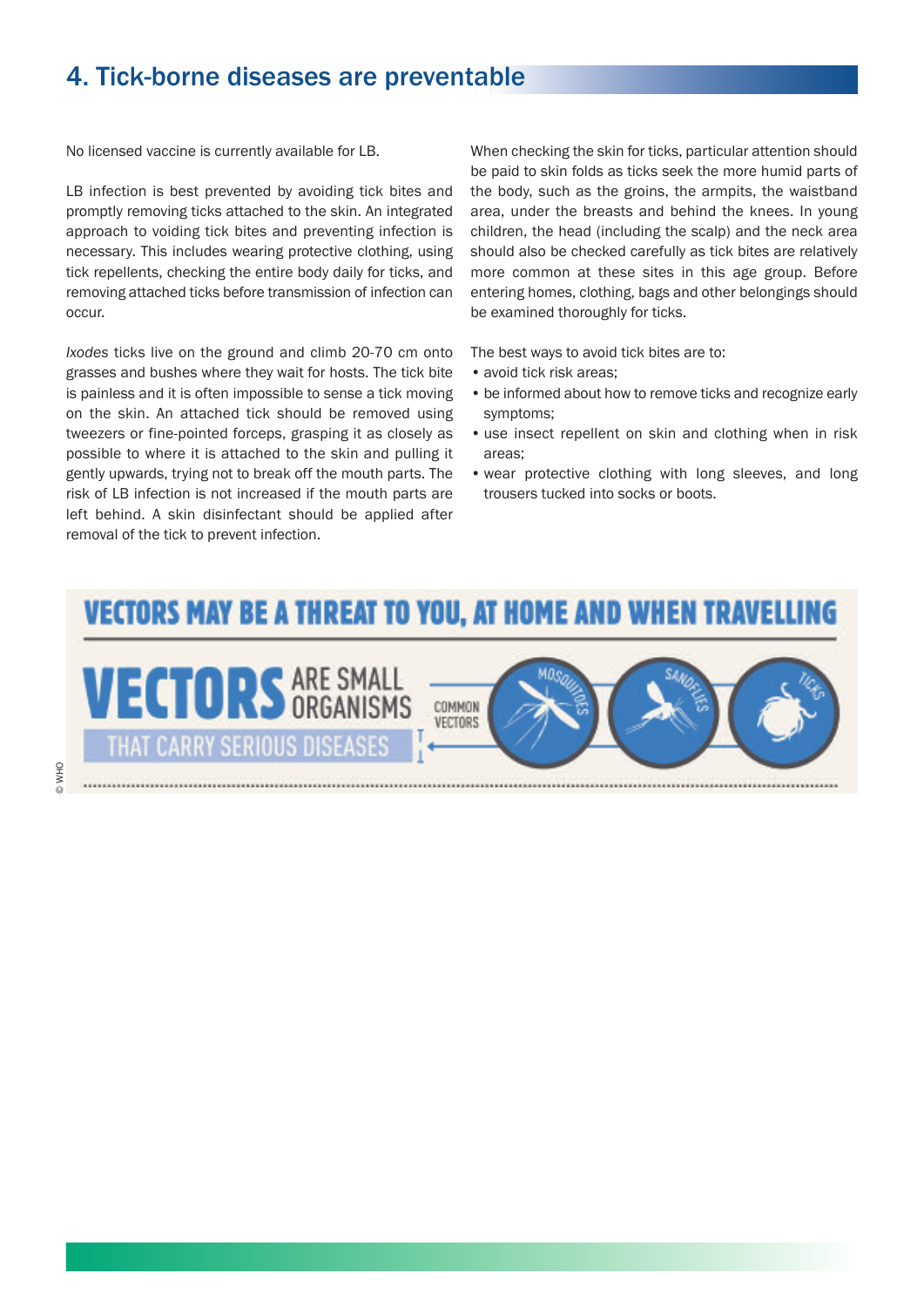## 4. Tick-borne diseases are preventable

No licensed vaccine is currently available for LB.

LB infection is best prevented by avoiding tick bites and promptly removing ticks attached to the skin. An integrated approach to voiding tick bites and preventing infection is necessary. This includes wearing protective clothing, using tick repellents, checking the entire body daily for ticks, and removing attached ticks before transmission of infection can occur.

*Ixodes* ticks live on the ground and climb 20-70 cm onto grasses and bushes where they wait for hosts. The tick bite is painless and it is often impossible to sense a tick moving on the skin. An attached tick should be removed using tweezers or fine-pointed forceps, grasping it as closely as possible to where it is attached to the skin and pulling it gently upwards, trying not to break off the mouth parts. The risk of LB infection is not increased if the mouth parts are left behind. A skin disinfectant should be applied after removal of the tick to prevent infection.

When checking the skin for ticks, particular attention should be paid to skin folds as ticks seek the more humid parts of the body, such as the groins, the armpits, the waistband area, under the breasts and behind the knees. In young children, the head (including the scalp) and the neck area should also be checked carefully as tick bites are relatively more common at these sites in this age group. Before entering homes, clothing, bags and other belongings should be examined thoroughly for ticks.

The best ways to avoid tick bites are to:

- avoid tick risk areas;
- be informed about how to remove ticks and recognize early symptoms;
- use insect repellent on skin and clothing when in risk areas;
- wear protective clothing with long sleeves, and long trousers tucked into socks or boots.

VECTORS MAY BE A THREAT TO YOU, AT HOME AND WHEN TRAVELLING

VECTORS ARE SMALL ORGANISMS THAT CARRY SERIOUS DISEASES

COMMON VECTORS: MOSQUITOES, SANDFLIES, TICKS

© WHO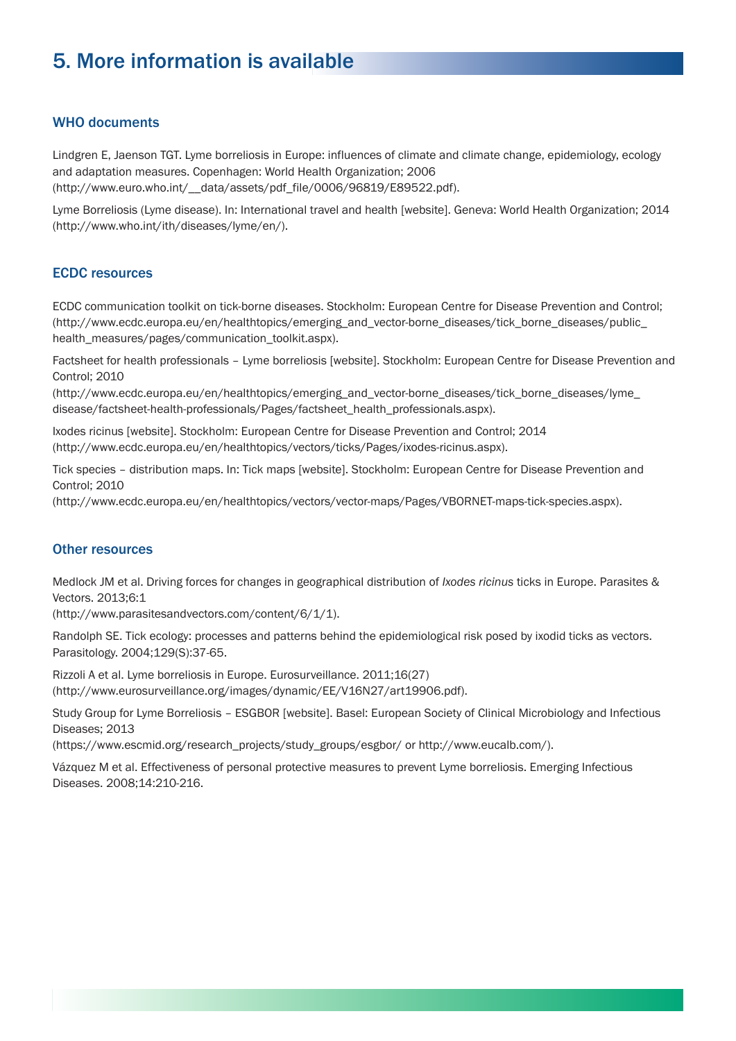# 5. More information is available

## WHO documents

Lindgren E, Jaenson TGT. Lyme borreliosis in Europe: influences of climate and climate change, epidemiology, ecology and adaptation measures. Copenhagen: World Health Organization; 2006 (http://www.euro.who.int/__data/assets/pdf_file/0006/96819/E89522.pdf).

Lyme Borreliosis (Lyme disease). In: International travel and health [website]. Geneva: World Health Organization; 2014 (http://www.who.int/ith/diseases/lyme/en/).

## ECDC resources

ECDC communication toolkit on tick-borne diseases. Stockholm: European Centre for Disease Prevention and Control; (http://www.ecdc.europa.eu/en/healthtopics/emerging_and_vector-borne_diseases/tick_borne_diseases/public_health_measures/pages/communication_toolkit.aspx).

Factsheet for health professionals – Lyme borreliosis [website]. Stockholm: European Centre for Disease Prevention and Control; 2010 (http://www.ecdc.europa.eu/en/healthtopics/emerging_and_vector-borne_diseases/tick_borne_diseases/lyme_disease/factsheet-health-professionals/Pages/factsheet_health_professionals.aspx).

Ixodes ricinus [website]. Stockholm: European Centre for Disease Prevention and Control; 2014 (http://www.ecdc.europa.eu/en/healthtopics/vectors/ticks/Pages/ixodes-ricinus.aspx).

Tick species – distribution maps. In: Tick maps [website]. Stockholm: European Centre for Disease Prevention and Control; 2010 (http://www.ecdc.europa.eu/en/healthtopics/vectors/vector-maps/Pages/VBORNET-maps-tick-species.aspx).

## Other resources

Medlock JM et al. Driving forces for changes in geographical distribution of *Ixodes ricinus* ticks in Europe. Parasites & Vectors. 2013;6:1 (http://www.parasitesandvectors.com/content/6/1/1).

Randolph SE. Tick ecology: processes and patterns behind the epidemiological risk posed by ixodid ticks as vectors. Parasitology. 2004;129(S):37-65.

Rizzoli A et al. Lyme borreliosis in Europe. Eurosurveillance. 2011;16(27) (http://www.eurosurveillance.org/images/dynamic/EE/V16N27/art19906.pdf).

Study Group for Lyme Borreliosis – ESGBOR [website]. Basel: European Society of Clinical Microbiology and Infectious Diseases; 2013 (https://www.escmid.org/research_projects/study_groups/esgbor/ or http://www.eucalb.com/).

Vázquez M et al. Effectiveness of personal protective measures to prevent Lyme borreliosis. Emerging Infectious Diseases. 2008;14:210-216.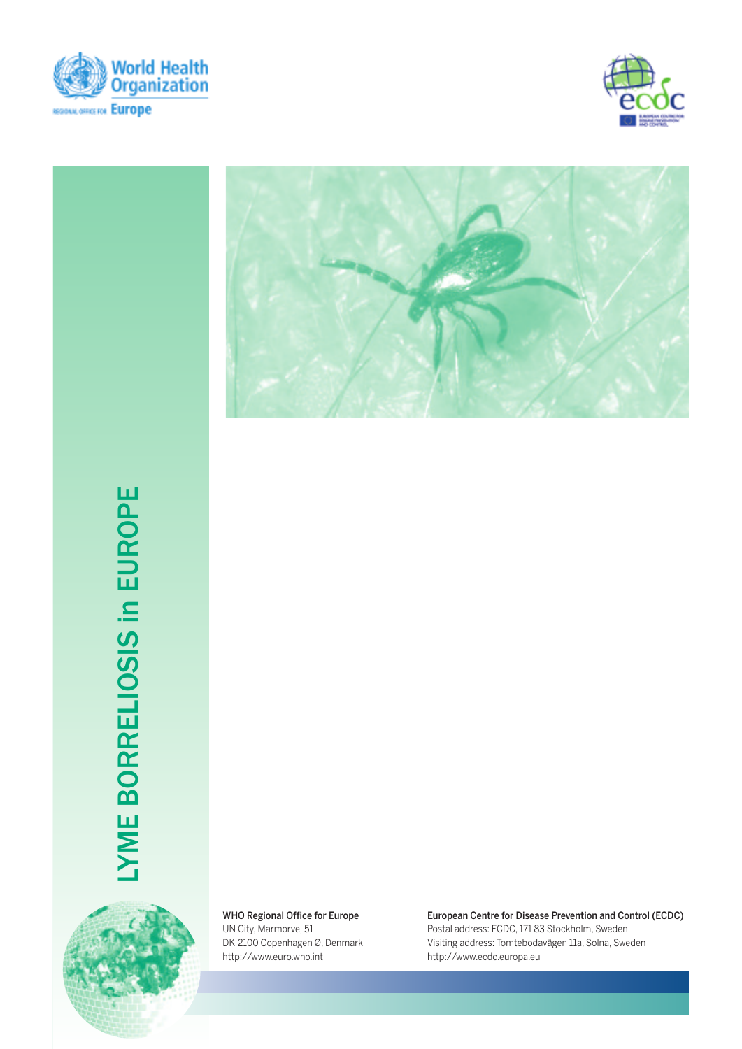World Health Organization

REGIONAL OFFICE FOR Europe

# LYME BORRELIOSIS in EUROPE

**WHO Regional Office for Europe**
UN City, Marmorvej 51
DK-2100 Copenhagen Ø, Denmark
http://www.euro.who.int

**European Centre for Disease Prevention and Control (ECDC)**
Postal address: ECDC, 171 83 Stockholm, Sweden
Visiting address: Tomtebodavägen 11a, Solna, Sweden
http://www.ecdc.europa.eu